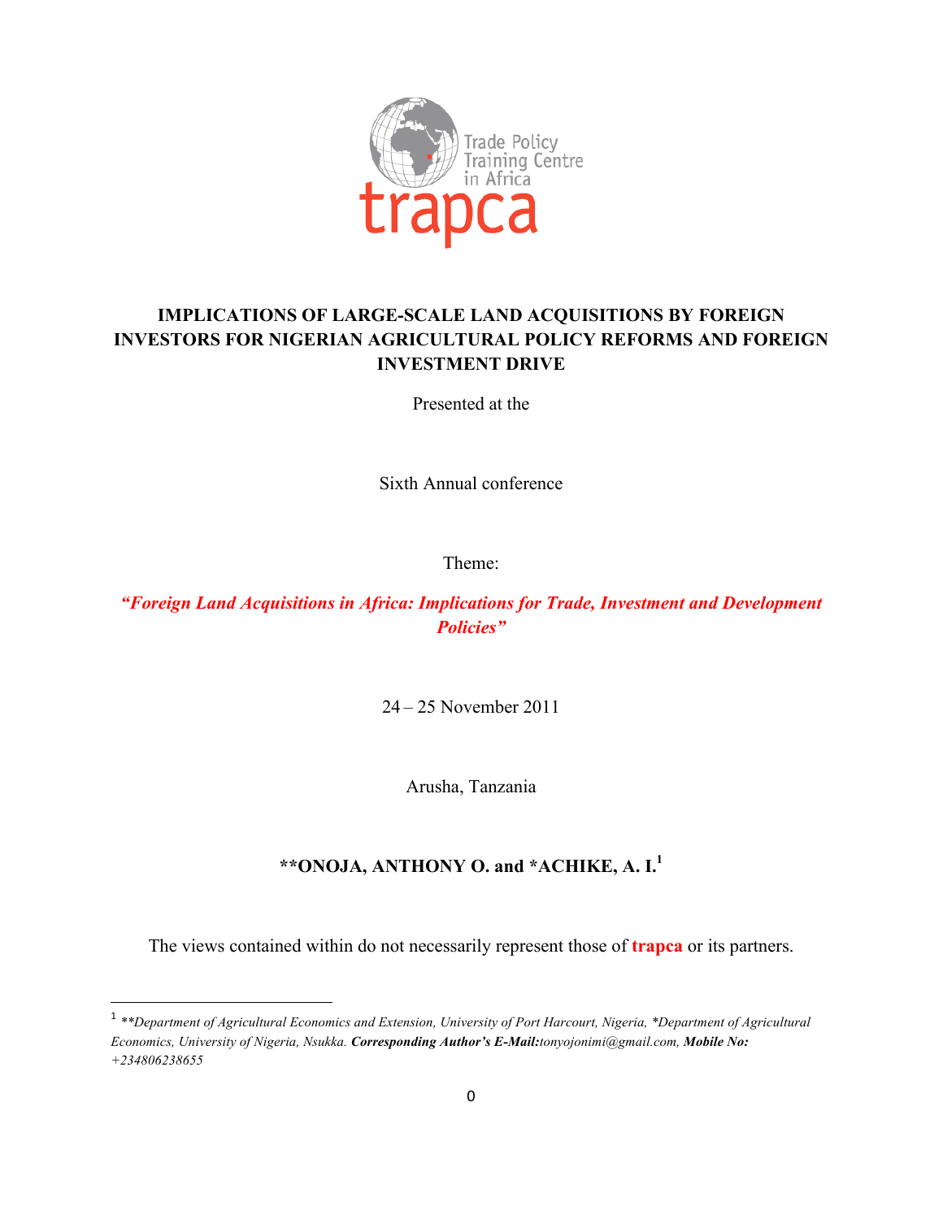Trade Policy Training Centre in Africa

trapca

# IMPLICATIONS OF LARGE-SCALE LAND ACQUISITIONS BY FOREIGN INVESTORS FOR NIGERIAN AGRICULTURAL POLICY REFORMS AND FOREIGN INVESTMENT DRIVE

Presented at the

Sixth Annual conference

Theme:

***"Foreign Land Acquisitions in Africa: Implications for Trade, Investment and Development Policies"***

24 – 25 November 2011

Arusha, Tanzania

**\*\*ONOJA, ANTHONY O. and \*ACHIKE, A. I.[1]**

The views contained within do not necessarily represent those of **trapca** or its partners.

---

[1] *\*\*Department of Agricultural Economics and Extension, University of Port Harcourt, Nigeria, \*Department of Agricultural Economics, University of Nigeria, Nsukka.* ***Corresponding Author's E-Mail:*** *tonyojonimi@gmail.com,* ***Mobile No:*** *+234806238655*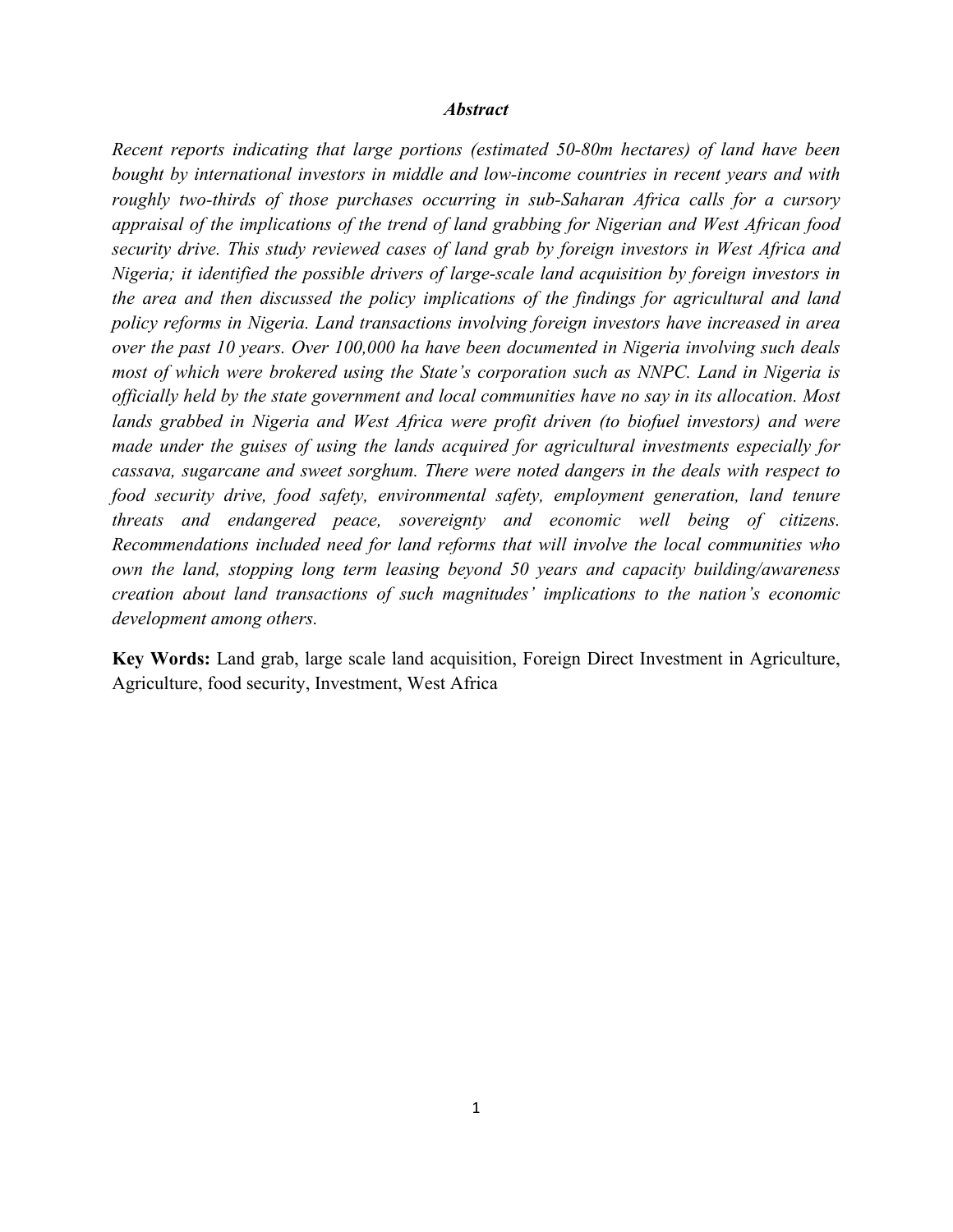## *Abstract*

*Recent reports indicating that large portions (estimated 50-80m hectares) of land have been bought by international investors in middle and low-income countries in recent years and with roughly two-thirds of those purchases occurring in sub-Saharan Africa calls for a cursory appraisal of the implications of the trend of land grabbing for Nigerian and West African food security drive. This study reviewed cases of land grab by foreign investors in West Africa and Nigeria; it identified the possible drivers of large-scale land acquisition by foreign investors in the area and then discussed the policy implications of the findings for agricultural and land policy reforms in Nigeria. Land transactions involving foreign investors have increased in area over the past 10 years. Over 100,000 ha have been documented in Nigeria involving such deals most of which were brokered using the State's corporation such as NNPC. Land in Nigeria is officially held by the state government and local communities have no say in its allocation. Most lands grabbed in Nigeria and West Africa were profit driven (to biofuel investors) and were made under the guises of using the lands acquired for agricultural investments especially for cassava, sugarcane and sweet sorghum. There were noted dangers in the deals with respect to food security drive, food safety, environmental safety, employment generation, land tenure threats and endangered peace, sovereignty and economic well being of citizens. Recommendations included need for land reforms that will involve the local communities who own the land, stopping long term leasing beyond 50 years and capacity building/awareness creation about land transactions of such magnitudes' implications to the nation's economic development among others.*

**Key Words:** Land grab, large scale land acquisition, Foreign Direct Investment in Agriculture, Agriculture, food security, Investment, West Africa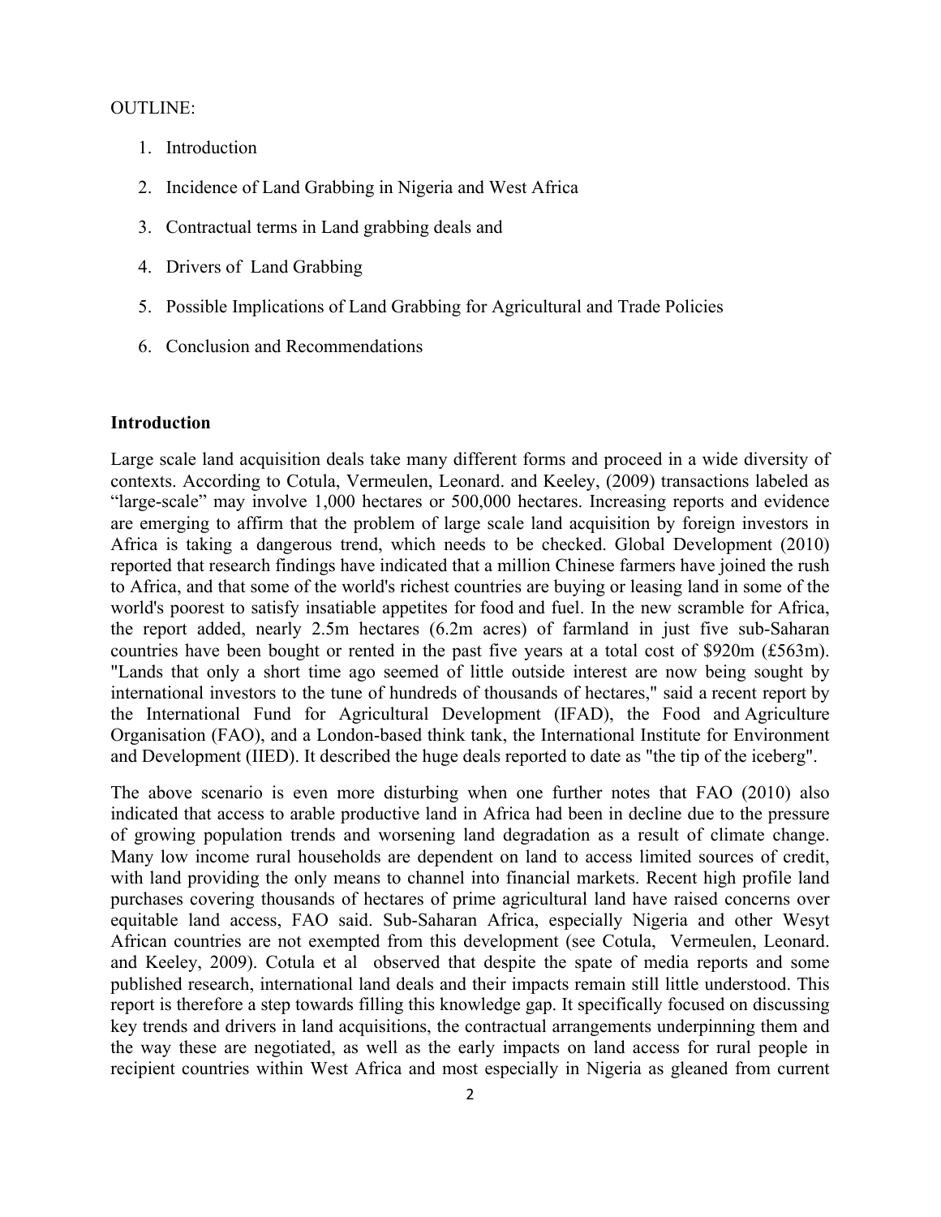OUTLINE:

1. Introduction
2. Incidence of Land Grabbing in Nigeria and West Africa
3. Contractual terms in Land grabbing deals and
4. Drivers of Land Grabbing
5. Possible Implications of Land Grabbing for Agricultural and Trade Policies
6. Conclusion and Recommendations

**Introduction**

Large scale land acquisition deals take many different forms and proceed in a wide diversity of contexts. According to Cotula, Vermeulen, Leonard. and Keeley, (2009) transactions labeled as "large-scale" may involve 1,000 hectares or 500,000 hectares. Increasing reports and evidence are emerging to affirm that the problem of large scale land acquisition by foreign investors in Africa is taking a dangerous trend, which needs to be checked. Global Development (2010) reported that research findings have indicated that a million Chinese farmers have joined the rush to Africa, and that some of the world's richest countries are buying or leasing land in some of the world's poorest to satisfy insatiable appetites for food and fuel. In the new scramble for Africa, the report added, nearly 2.5m hectares (6.2m acres) of farmland in just five sub-Saharan countries have been bought or rented in the past five years at a total cost of $920m (£563m). "Lands that only a short time ago seemed of little outside interest are now being sought by international investors to the tune of hundreds of thousands of hectares," said a recent report by the International Fund for Agricultural Development (IFAD), the Food and Agriculture Organisation (FAO), and a London-based think tank, the International Institute for Environment and Development (IIED). It described the huge deals reported to date as "the tip of the iceberg".

The above scenario is even more disturbing when one further notes that FAO (2010) also indicated that access to arable productive land in Africa had been in decline due to the pressure of growing population trends and worsening land degradation as a result of climate change. Many low income rural households are dependent on land to access limited sources of credit, with land providing the only means to channel into financial markets. Recent high profile land purchases covering thousands of hectares of prime agricultural land have raised concerns over equitable land access, FAO said. Sub-Saharan Africa, especially Nigeria and other Wesyt African countries are not exempted from this development (see Cotula, Vermeulen, Leonard. and Keeley, 2009). Cotula et al observed that despite the spate of media reports and some published research, international land deals and their impacts remain still little understood. This report is therefore a step towards filling this knowledge gap. It specifically focused on discussing key trends and drivers in land acquisitions, the contractual arrangements underpinning them and the way these are negotiated, as well as the early impacts on land access for rural people in recipient countries within West Africa and most especially in Nigeria as gleaned from current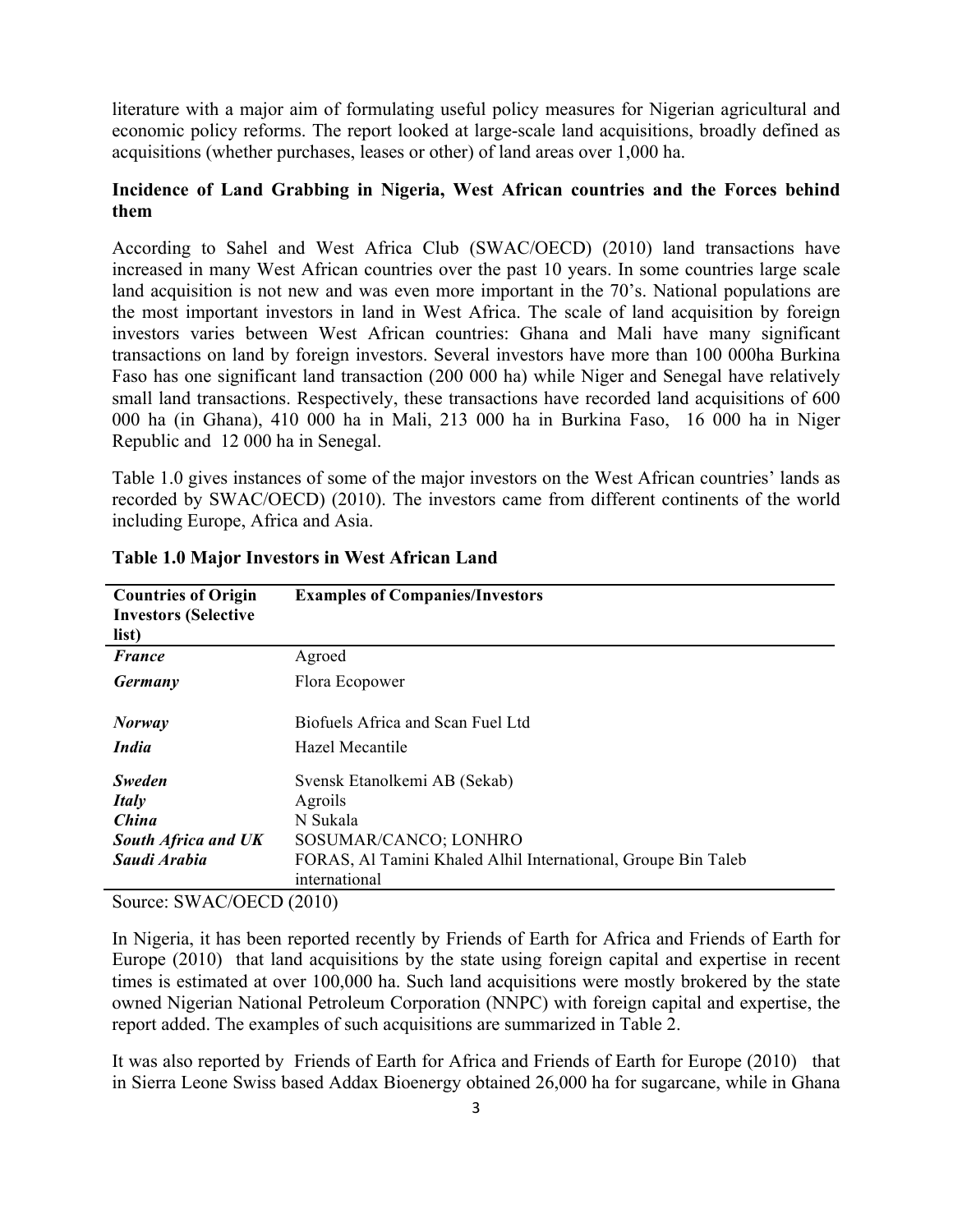literature with a major aim of formulating useful policy measures for Nigerian agricultural and economic policy reforms. The report looked at large-scale land acquisitions, broadly defined as acquisitions (whether purchases, leases or other) of land areas over 1,000 ha.

**Incidence of Land Grabbing in Nigeria, West African countries and the Forces behind them**

According to Sahel and West Africa Club (SWAC/OECD) (2010) land transactions have increased in many West African countries over the past 10 years. In some countries large scale land acquisition is not new and was even more important in the 70's. National populations are the most important investors in land in West Africa. The scale of land acquisition by foreign investors varies between West African countries: Ghana and Mali have many significant transactions on land by foreign investors. Several investors have more than 100 000ha Burkina Faso has one significant land transaction (200 000 ha) while Niger and Senegal have relatively small land transactions. Respectively, these transactions have recorded land acquisitions of 600 000 ha (in Ghana), 410 000 ha in Mali, 213 000 ha in Burkina Faso, 16 000 ha in Niger Republic and 12 000 ha in Senegal.

Table 1.0 gives instances of some of the major investors on the West African countries' lands as recorded by SWAC/OECD) (2010). The investors came from different continents of the world including Europe, Africa and Asia.

**Table 1.0 Major Investors in West African Land**

| Countries of Origin Investors (Selective list) | Examples of Companies/Investors |
|---|---|
| *France* | Agroed |
| *Germany* | Flora Ecopower |
| *Norway* | Biofuels Africa and Scan Fuel Ltd |
| *India* | Hazel Mecantile |
| *Sweden* | Svensk Etanolkemi AB (Sekab) |
| *Italy* | Agroils |
| *China* | N Sukala |
| *South Africa and UK* | SOSUMAR/CANCO; LONHRO |
| *Saudi Arabia* | FORAS, Al Tamini Khaled Alhil International, Groupe Bin Taleb international |

Source: SWAC/OECD (2010)

In Nigeria, it has been reported recently by Friends of Earth for Africa and Friends of Earth for Europe (2010) that land acquisitions by the state using foreign capital and expertise in recent times is estimated at over 100,000 ha. Such land acquisitions were mostly brokered by the state owned Nigerian National Petroleum Corporation (NNPC) with foreign capital and expertise, the report added. The examples of such acquisitions are summarized in Table 2.

It was also reported by Friends of Earth for Africa and Friends of Earth for Europe (2010) that in Sierra Leone Swiss based Addax Bioenergy obtained 26,000 ha for sugarcane, while in Ghana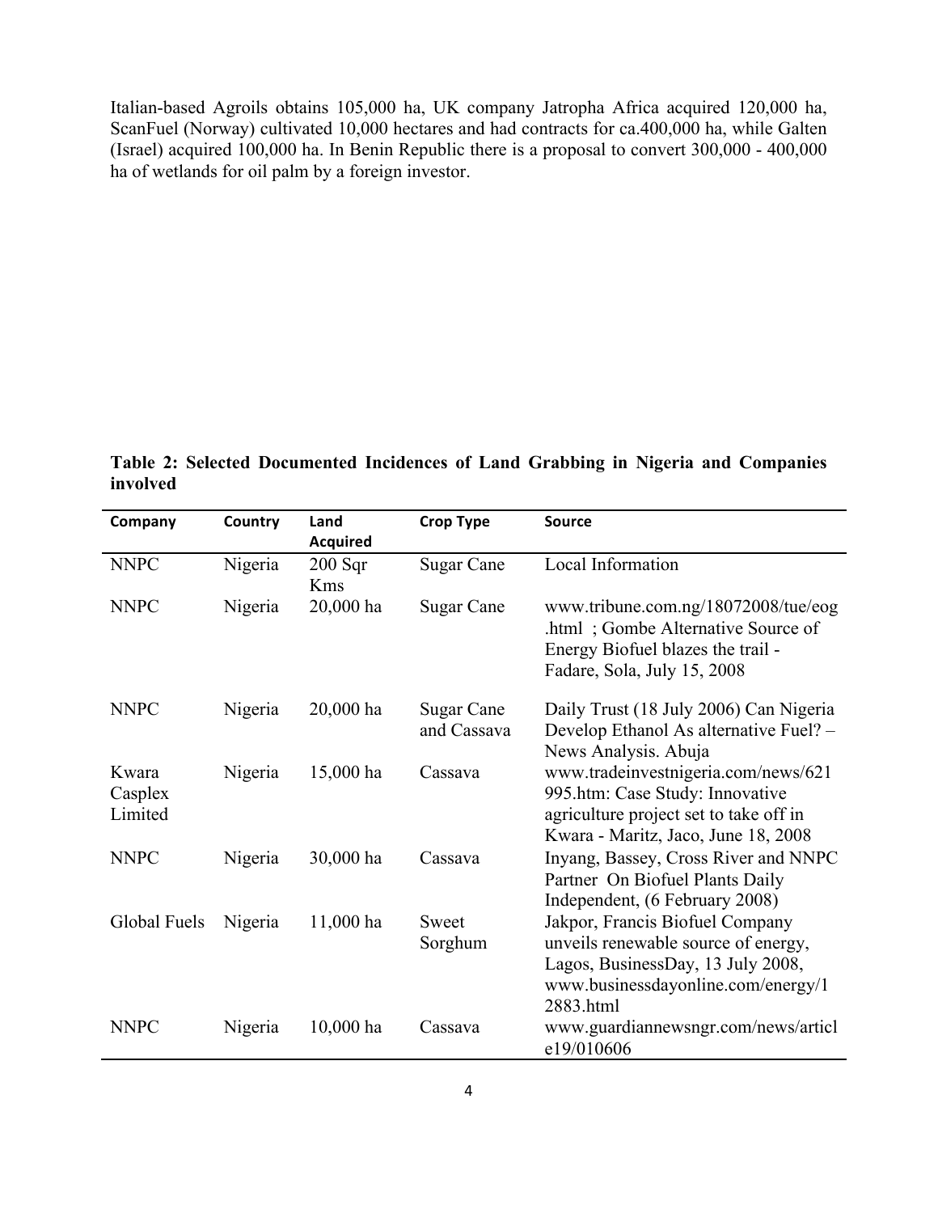Italian-based Agroils obtains 105,000 ha, UK company Jatropha Africa acquired 120,000 ha, ScanFuel (Norway) cultivated 10,000 hectares and had contracts for ca.400,000 ha, while Galten (Israel) acquired 100,000 ha. In Benin Republic there is a proposal to convert 300,000 - 400,000 ha of wetlands for oil palm by a foreign investor.

**Table 2: Selected Documented Incidences of Land Grabbing in Nigeria and Companies involved**

| Company | Country | Land Acquired | Crop Type | Source |
|---|---|---|---|---|
| NNPC | Nigeria | 200 Sqr Kms | Sugar Cane | Local Information |
| NNPC | Nigeria | 20,000 ha | Sugar Cane | www.tribune.com.ng/18072008/tue/eog.html ; Gombe Alternative Source of Energy Biofuel blazes the trail - Fadare, Sola, July 15, 2008 |
| NNPC | Nigeria | 20,000 ha | Sugar Cane and Cassava | Daily Trust (18 July 2006) Can Nigeria Develop Ethanol As alternative Fuel? – News Analysis. Abuja |
| Kwara Casplex Limited | Nigeria | 15,000 ha | Cassava | www.tradeinvestnigeria.com/news/621995.htm: Case Study: Innovative agriculture project set to take off in Kwara - Maritz, Jaco, June 18, 2008 |
| NNPC | Nigeria | 30,000 ha | Cassava | Inyang, Bassey, Cross River and NNPC Partner On Biofuel Plants Daily Independent, (6 February 2008) |
| Global Fuels | Nigeria | 11,000 ha | Sweet Sorghum | Jakpor, Francis Biofuel Company unveils renewable source of energy, Lagos, BusinessDay, 13 July 2008, www.businessdayonline.com/energy/12883.html |
| NNPC | Nigeria | 10,000 ha | Cassava | www.guardiannewsngr.com/news/article19/010606 |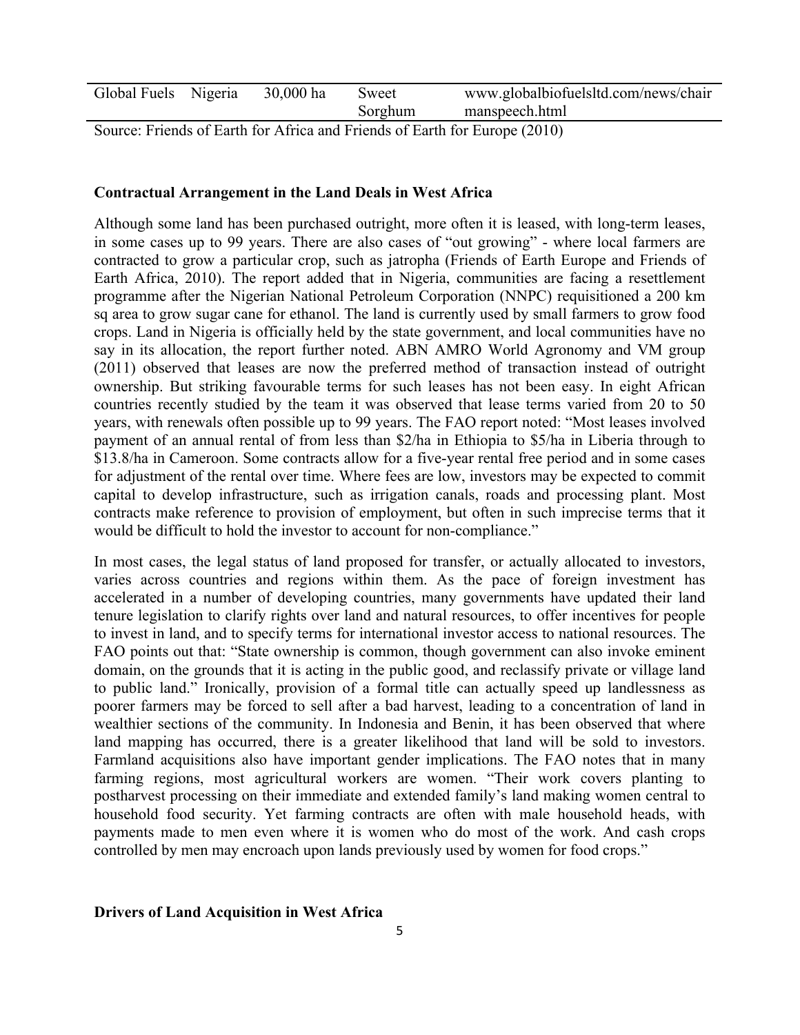| Global Fuels | Nigeria | 30,000 ha | Sweet Sorghum | www.globalbiofuelsltd.com/news/chairmanspeech.html |
|---|---|---|---|---|

Source: Friends of Earth for Africa and Friends of Earth for Europe (2010)

**Contractual Arrangement in the Land Deals in West Africa**

Although some land has been purchased outright, more often it is leased, with long-term leases, in some cases up to 99 years. There are also cases of "out growing" - where local farmers are contracted to grow a particular crop, such as jatropha (Friends of Earth Europe and Friends of Earth Africa, 2010). The report added that in Nigeria, communities are facing a resettlement programme after the Nigerian National Petroleum Corporation (NNPC) requisitioned a 200 km sq area to grow sugar cane for ethanol. The land is currently used by small farmers to grow food crops. Land in Nigeria is officially held by the state government, and local communities have no say in its allocation, the report further noted. ABN AMRO World Agronomy and VM group (2011) observed that leases are now the preferred method of transaction instead of outright ownership. But striking favourable terms for such leases has not been easy. In eight African countries recently studied by the team it was observed that lease terms varied from 20 to 50 years, with renewals often possible up to 99 years. The FAO report noted: "Most leases involved payment of an annual rental of from less than $2/ha in Ethiopia to $5/ha in Liberia through to $13.8/ha in Cameroon. Some contracts allow for a five-year rental free period and in some cases for adjustment of the rental over time. Where fees are low, investors may be expected to commit capital to develop infrastructure, such as irrigation canals, roads and processing plant. Most contracts make reference to provision of employment, but often in such imprecise terms that it would be difficult to hold the investor to account for non-compliance."

In most cases, the legal status of land proposed for transfer, or actually allocated to investors, varies across countries and regions within them. As the pace of foreign investment has accelerated in a number of developing countries, many governments have updated their land tenure legislation to clarify rights over land and natural resources, to offer incentives for people to invest in land, and to specify terms for international investor access to national resources. The FAO points out that: "State ownership is common, though government can also invoke eminent domain, on the grounds that it is acting in the public good, and reclassify private or village land to public land." Ironically, provision of a formal title can actually speed up landlessness as poorer farmers may be forced to sell after a bad harvest, leading to a concentration of land in wealthier sections of the community. In Indonesia and Benin, it has been observed that where land mapping has occurred, there is a greater likelihood that land will be sold to investors. Farmland acquisitions also have important gender implications. The FAO notes that in many farming regions, most agricultural workers are women. "Their work covers planting to postharvest processing on their immediate and extended family's land making women central to household food security. Yet farming contracts are often with male household heads, with payments made to men even where it is women who do most of the work. And cash crops controlled by men may encroach upon lands previously used by women for food crops."

**Drivers of Land Acquisition in West Africa**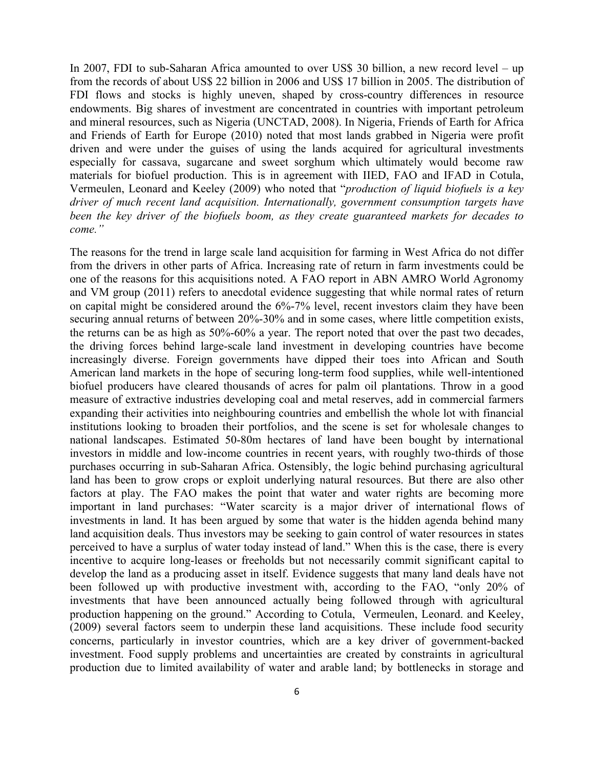In 2007, FDI to sub-Saharan Africa amounted to over US$ 30 billion, a new record level – up from the records of about US$ 22 billion in 2006 and US$ 17 billion in 2005. The distribution of FDI flows and stocks is highly uneven, shaped by cross-country differences in resource endowments. Big shares of investment are concentrated in countries with important petroleum and mineral resources, such as Nigeria (UNCTAD, 2008). In Nigeria, Friends of Earth for Africa and Friends of Earth for Europe (2010) noted that most lands grabbed in Nigeria were profit driven and were under the guises of using the lands acquired for agricultural investments especially for cassava, sugarcane and sweet sorghum which ultimately would become raw materials for biofuel production. This is in agreement with IIED, FAO and IFAD in Cotula, Vermeulen, Leonard and Keeley (2009) who noted that "*production of liquid biofuels is a key driver of much recent land acquisition. Internationally, government consumption targets have been the key driver of the biofuels boom, as they create guaranteed markets for decades to come.*"

The reasons for the trend in large scale land acquisition for farming in West Africa do not differ from the drivers in other parts of Africa. Increasing rate of return in farm investments could be one of the reasons for this acquisitions noted. A FAO report in ABN AMRO World Agronomy and VM group (2011) refers to anecdotal evidence suggesting that while normal rates of return on capital might be considered around the 6%-7% level, recent investors claim they have been securing annual returns of between 20%-30% and in some cases, where little competition exists, the returns can be as high as 50%-60% a year. The report noted that over the past two decades, the driving forces behind large-scale land investment in developing countries have become increasingly diverse. Foreign governments have dipped their toes into African and South American land markets in the hope of securing long-term food supplies, while well-intentioned biofuel producers have cleared thousands of acres for palm oil plantations. Throw in a good measure of extractive industries developing coal and metal reserves, add in commercial farmers expanding their activities into neighbouring countries and embellish the whole lot with financial institutions looking to broaden their portfolios, and the scene is set for wholesale changes to national landscapes. Estimated 50-80m hectares of land have been bought by international investors in middle and low-income countries in recent years, with roughly two-thirds of those purchases occurring in sub-Saharan Africa. Ostensibly, the logic behind purchasing agricultural land has been to grow crops or exploit underlying natural resources. But there are also other factors at play. The FAO makes the point that water and water rights are becoming more important in land purchases: "Water scarcity is a major driver of international flows of investments in land. It has been argued by some that water is the hidden agenda behind many land acquisition deals. Thus investors may be seeking to gain control of water resources in states perceived to have a surplus of water today instead of land." When this is the case, there is every incentive to acquire long-leases or freeholds but not necessarily commit significant capital to develop the land as a producing asset in itself. Evidence suggests that many land deals have not been followed up with productive investment with, according to the FAO, "only 20% of investments that have been announced actually being followed through with agricultural production happening on the ground." According to Cotula, Vermeulen, Leonard. and Keeley, (2009) several factors seem to underpin these land acquisitions. These include food security concerns, particularly in investor countries, which are a key driver of government-backed investment. Food supply problems and uncertainties are created by constraints in agricultural production due to limited availability of water and arable land; by bottlenecks in storage and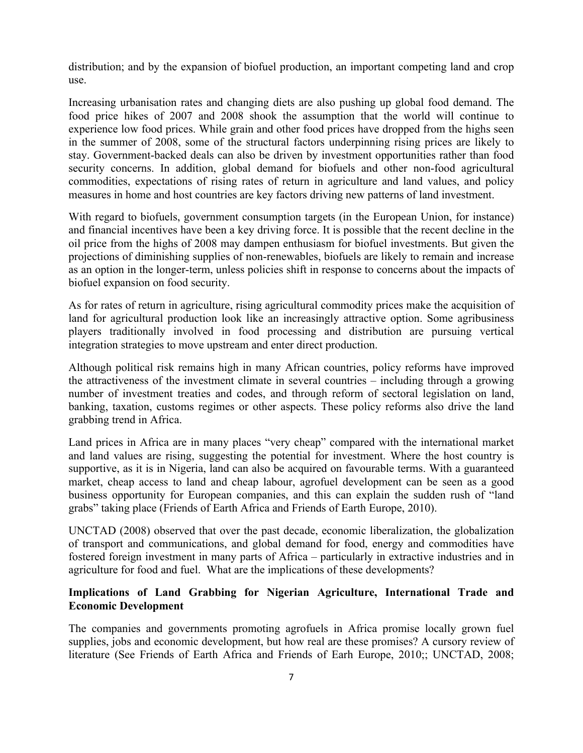distribution; and by the expansion of biofuel production, an important competing land and crop use.

Increasing urbanisation rates and changing diets are also pushing up global food demand. The food price hikes of 2007 and 2008 shook the assumption that the world will continue to experience low food prices. While grain and other food prices have dropped from the highs seen in the summer of 2008, some of the structural factors underpinning rising prices are likely to stay. Government-backed deals can also be driven by investment opportunities rather than food security concerns. In addition, global demand for biofuels and other non-food agricultural commodities, expectations of rising rates of return in agriculture and land values, and policy measures in home and host countries are key factors driving new patterns of land investment.

With regard to biofuels, government consumption targets (in the European Union, for instance) and financial incentives have been a key driving force. It is possible that the recent decline in the oil price from the highs of 2008 may dampen enthusiasm for biofuel investments. But given the projections of diminishing supplies of non-renewables, biofuels are likely to remain and increase as an option in the longer-term, unless policies shift in response to concerns about the impacts of biofuel expansion on food security.

As for rates of return in agriculture, rising agricultural commodity prices make the acquisition of land for agricultural production look like an increasingly attractive option. Some agribusiness players traditionally involved in food processing and distribution are pursuing vertical integration strategies to move upstream and enter direct production.

Although political risk remains high in many African countries, policy reforms have improved the attractiveness of the investment climate in several countries – including through a growing number of investment treaties and codes, and through reform of sectoral legislation on land, banking, taxation, customs regimes or other aspects. These policy reforms also drive the land grabbing trend in Africa.

Land prices in Africa are in many places "very cheap" compared with the international market and land values are rising, suggesting the potential for investment. Where the host country is supportive, as it is in Nigeria, land can also be acquired on favourable terms. With a guaranteed market, cheap access to land and cheap labour, agrofuel development can be seen as a good business opportunity for European companies, and this can explain the sudden rush of "land grabs" taking place (Friends of Earth Africa and Friends of Earth Europe, 2010).

UNCTAD (2008) observed that over the past decade, economic liberalization, the globalization of transport and communications, and global demand for food, energy and commodities have fostered foreign investment in many parts of Africa – particularly in extractive industries and in agriculture for food and fuel. What are the implications of these developments?

### Implications of Land Grabbing for Nigerian Agriculture, International Trade and Economic Development

The companies and governments promoting agrofuels in Africa promise locally grown fuel supplies, jobs and economic development, but how real are these promises? A cursory review of literature (See Friends of Earth Africa and Friends of Earh Europe, 2010;; UNCTAD, 2008;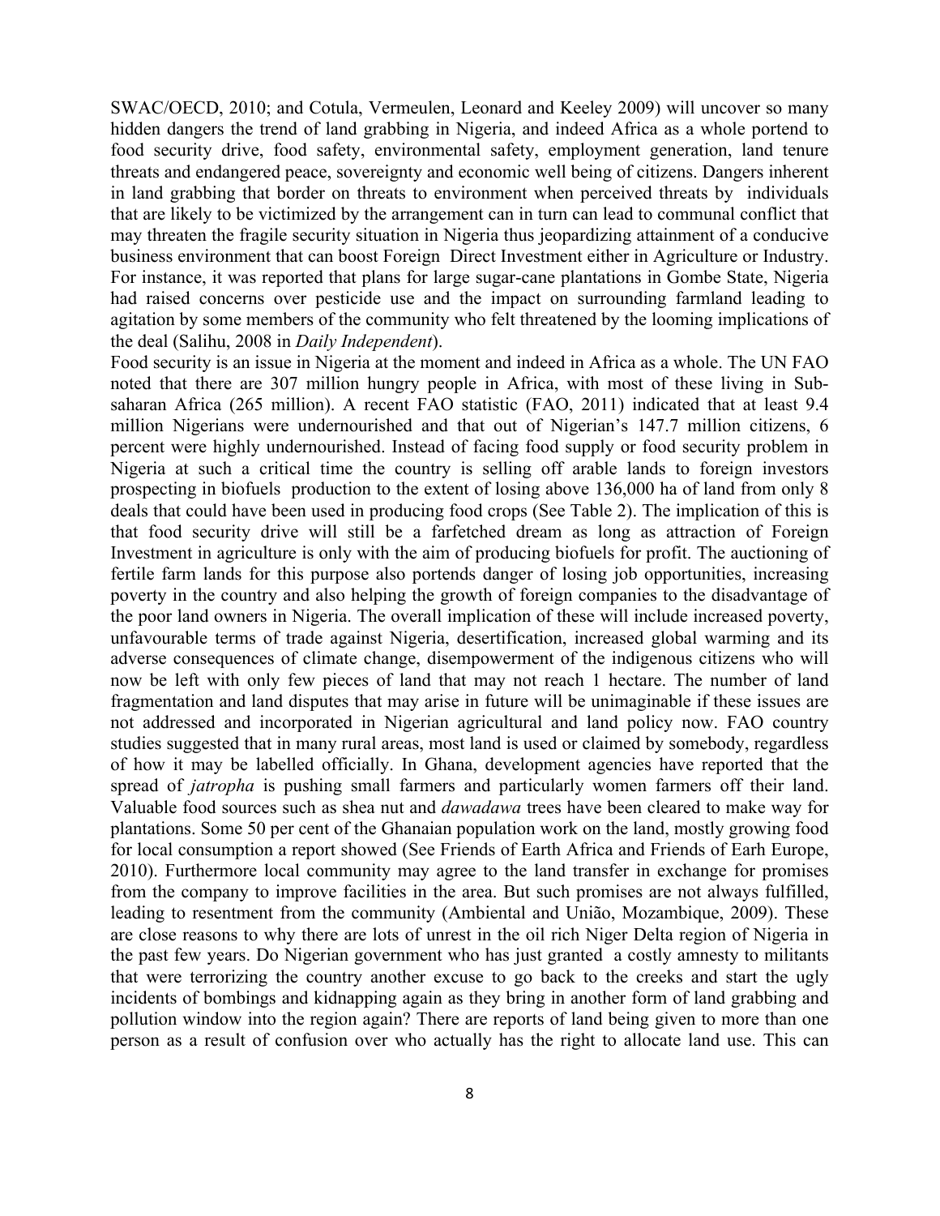SWAC/OECD, 2010; and Cotula, Vermeulen, Leonard and Keeley 2009) will uncover so many hidden dangers the trend of land grabbing in Nigeria, and indeed Africa as a whole portend to food security drive, food safety, environmental safety, employment generation, land tenure threats and endangered peace, sovereignty and economic well being of citizens. Dangers inherent in land grabbing that border on threats to environment when perceived threats by individuals that are likely to be victimized by the arrangement can in turn can lead to communal conflict that may threaten the fragile security situation in Nigeria thus jeopardizing attainment of a conducive business environment that can boost Foreign Direct Investment either in Agriculture or Industry. For instance, it was reported that plans for large sugar-cane plantations in Gombe State, Nigeria had raised concerns over pesticide use and the impact on surrounding farmland leading to agitation by some members of the community who felt threatened by the looming implications of the deal (Salihu, 2008 in *Daily Independent*).

Food security is an issue in Nigeria at the moment and indeed in Africa as a whole. The UN FAO noted that there are 307 million hungry people in Africa, with most of these living in Sub-saharan Africa (265 million). A recent FAO statistic (FAO, 2011) indicated that at least 9.4 million Nigerians were undernourished and that out of Nigerian's 147.7 million citizens, 6 percent were highly undernourished. Instead of facing food supply or food security problem in Nigeria at such a critical time the country is selling off arable lands to foreign investors prospecting in biofuels production to the extent of losing above 136,000 ha of land from only 8 deals that could have been used in producing food crops (See Table 2). The implication of this is that food security drive will still be a farfetched dream as long as attraction of Foreign Investment in agriculture is only with the aim of producing biofuels for profit. The auctioning of fertile farm lands for this purpose also portends danger of losing job opportunities, increasing poverty in the country and also helping the growth of foreign companies to the disadvantage of the poor land owners in Nigeria. The overall implication of these will include increased poverty, unfavourable terms of trade against Nigeria, desertification, increased global warming and its adverse consequences of climate change, disempowerment of the indigenous citizens who will now be left with only few pieces of land that may not reach 1 hectare. The number of land fragmentation and land disputes that may arise in future will be unimaginable if these issues are not addressed and incorporated in Nigerian agricultural and land policy now. FAO country studies suggested that in many rural areas, most land is used or claimed by somebody, regardless of how it may be labelled officially. In Ghana, development agencies have reported that the spread of *jatropha* is pushing small farmers and particularly women farmers off their land. Valuable food sources such as shea nut and *dawadawa* trees have been cleared to make way for plantations. Some 50 per cent of the Ghanaian population work on the land, mostly growing food for local consumption a report showed (See Friends of Earth Africa and Friends of Earh Europe, 2010). Furthermore local community may agree to the land transfer in exchange for promises from the company to improve facilities in the area. But such promises are not always fulfilled, leading to resentment from the community (Ambiental and União, Mozambique, 2009). These are close reasons to why there are lots of unrest in the oil rich Niger Delta region of Nigeria in the past few years. Do Nigerian government who has just granted a costly amnesty to militants that were terrorizing the country another excuse to go back to the creeks and start the ugly incidents of bombings and kidnapping again as they bring in another form of land grabbing and pollution window into the region again? There are reports of land being given to more than one person as a result of confusion over who actually has the right to allocate land use. This can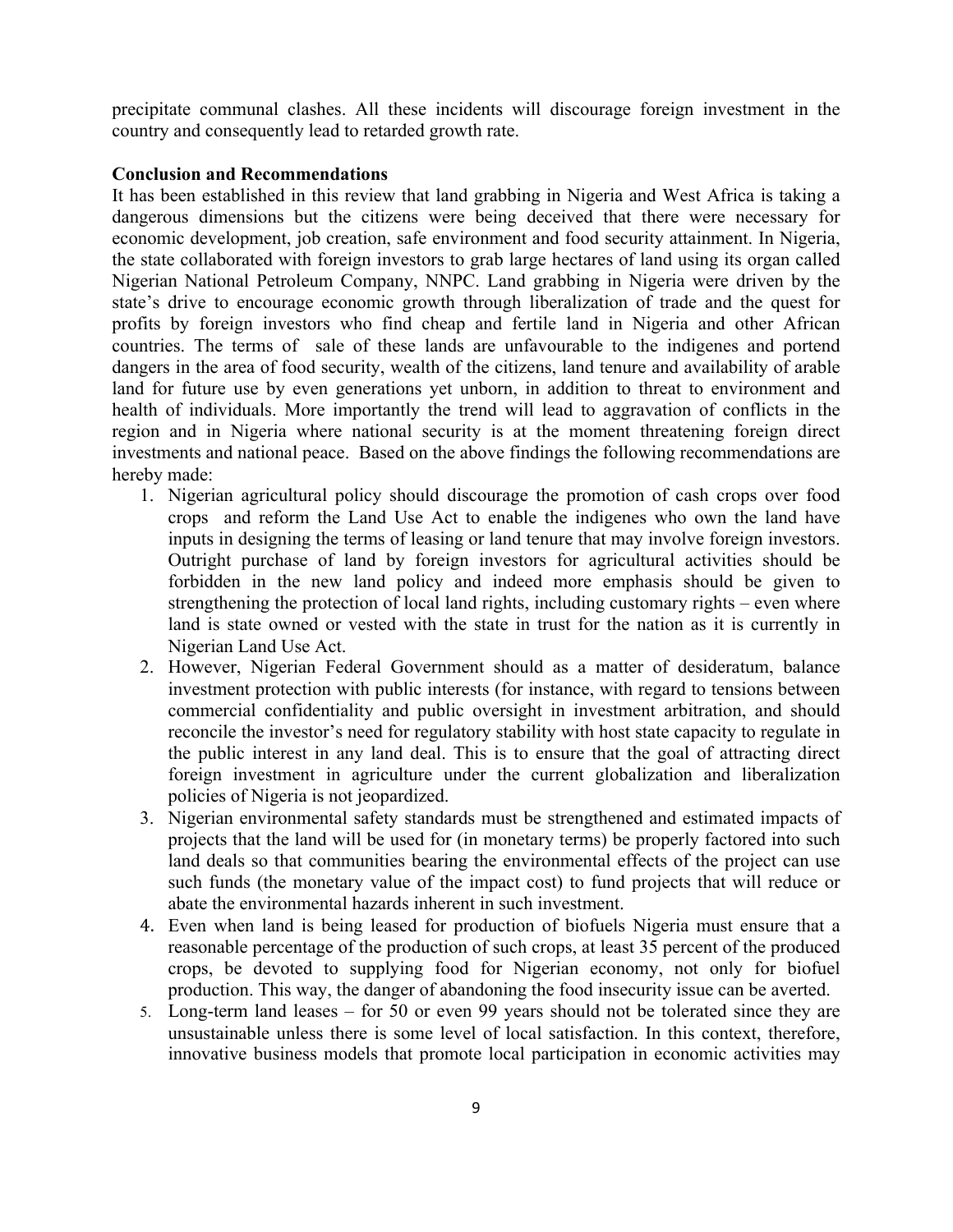precipitate communal clashes. All these incidents will discourage foreign investment in the country and consequently lead to retarded growth rate.

**Conclusion and Recommendations**

It has been established in this review that land grabbing in Nigeria and West Africa is taking a dangerous dimensions but the citizens were being deceived that there were necessary for economic development, job creation, safe environment and food security attainment. In Nigeria, the state collaborated with foreign investors to grab large hectares of land using its organ called Nigerian National Petroleum Company, NNPC. Land grabbing in Nigeria were driven by the state's drive to encourage economic growth through liberalization of trade and the quest for profits by foreign investors who find cheap and fertile land in Nigeria and other African countries. The terms of sale of these lands are unfavourable to the indigenes and portend dangers in the area of food security, wealth of the citizens, land tenure and availability of arable land for future use by even generations yet unborn, in addition to threat to environment and health of individuals. More importantly the trend will lead to aggravation of conflicts in the region and in Nigeria where national security is at the moment threatening foreign direct investments and national peace. Based on the above findings the following recommendations are hereby made:

1. Nigerian agricultural policy should discourage the promotion of cash crops over food crops and reform the Land Use Act to enable the indigenes who own the land have inputs in designing the terms of leasing or land tenure that may involve foreign investors. Outright purchase of land by foreign investors for agricultural activities should be forbidden in the new land policy and indeed more emphasis should be given to strengthening the protection of local land rights, including customary rights – even where land is state owned or vested with the state in trust for the nation as it is currently in Nigerian Land Use Act.
2. However, Nigerian Federal Government should as a matter of desideratum, balance investment protection with public interests (for instance, with regard to tensions between commercial confidentiality and public oversight in investment arbitration, and should reconcile the investor's need for regulatory stability with host state capacity to regulate in the public interest in any land deal. This is to ensure that the goal of attracting direct foreign investment in agriculture under the current globalization and liberalization policies of Nigeria is not jeopardized.
3. Nigerian environmental safety standards must be strengthened and estimated impacts of projects that the land will be used for (in monetary terms) be properly factored into such land deals so that communities bearing the environmental effects of the project can use such funds (the monetary value of the impact cost) to fund projects that will reduce or abate the environmental hazards inherent in such investment.
4. Even when land is being leased for production of biofuels Nigeria must ensure that a reasonable percentage of the production of such crops, at least 35 percent of the produced crops, be devoted to supplying food for Nigerian economy, not only for biofuel production. This way, the danger of abandoning the food insecurity issue can be averted.
5. Long-term land leases – for 50 or even 99 years should not be tolerated since they are unsustainable unless there is some level of local satisfaction. In this context, therefore, innovative business models that promote local participation in economic activities may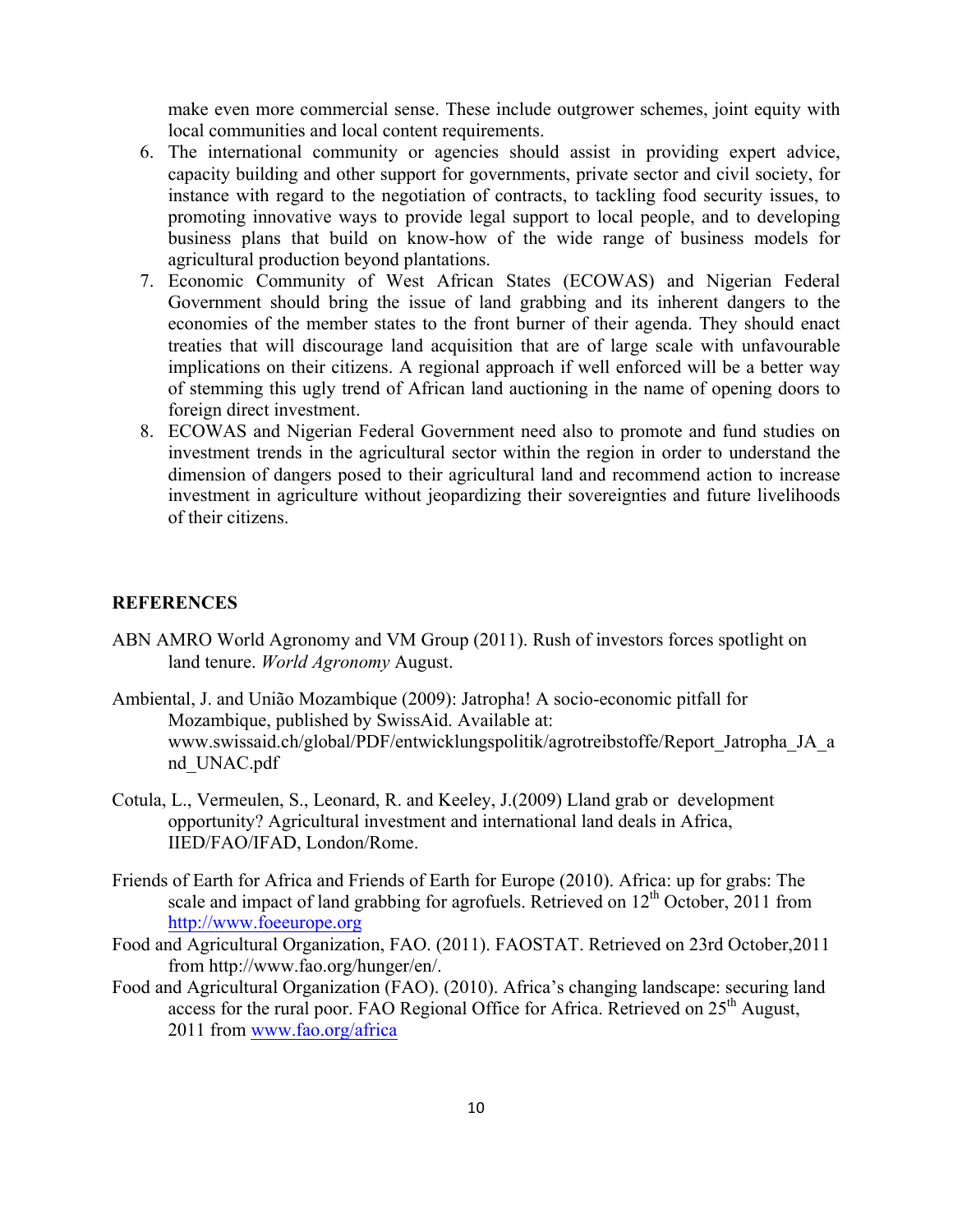make even more commercial sense. These include outgrower schemes, joint equity with local communities and local content requirements.

6. The international community or agencies should assist in providing expert advice, capacity building and other support for governments, private sector and civil society, for instance with regard to the negotiation of contracts, to tackling food security issues, to promoting innovative ways to provide legal support to local people, and to developing business plans that build on know-how of the wide range of business models for agricultural production beyond plantations.
7. Economic Community of West African States (ECOWAS) and Nigerian Federal Government should bring the issue of land grabbing and its inherent dangers to the economies of the member states to the front burner of their agenda. They should enact treaties that will discourage land acquisition that are of large scale with unfavourable implications on their citizens. A regional approach if well enforced will be a better way of stemming this ugly trend of African land auctioning in the name of opening doors to foreign direct investment.
8. ECOWAS and Nigerian Federal Government need also to promote and fund studies on investment trends in the agricultural sector within the region in order to understand the dimension of dangers posed to their agricultural land and recommend action to increase investment in agriculture without jeopardizing their sovereignties and future livelihoods of their citizens.

## REFERENCES

ABN AMRO World Agronomy and VM Group (2011). Rush of investors forces spotlight on land tenure. *World Agronomy* August.

Ambiental, J. and União Mozambique (2009): Jatropha! A socio-economic pitfall for Mozambique, published by SwissAid. Available at: www.swissaid.ch/global/PDF/entwicklungspolitik/agrotreibstoffe/Report_Jatropha_JA_and_UNAC.pdf

Cotula, L., Vermeulen, S., Leonard, R. and Keeley, J.(2009) Lland grab or development opportunity? Agricultural investment and international land deals in Africa, IIED/FAO/IFAD, London/Rome.

Friends of Earth for Africa and Friends of Earth for Europe (2010). Africa: up for grabs: The scale and impact of land grabbing for agrofuels. Retrieved on 12th October, 2011 from http://www.foeeurope.org

Food and Agricultural Organization, FAO. (2011). FAOSTAT. Retrieved on 23rd October,2011 from http://www.fao.org/hunger/en/.

Food and Agricultural Organization (FAO). (2010). Africa's changing landscape: securing land access for the rural poor. FAO Regional Office for Africa. Retrieved on 25th August, 2011 from www.fao.org/africa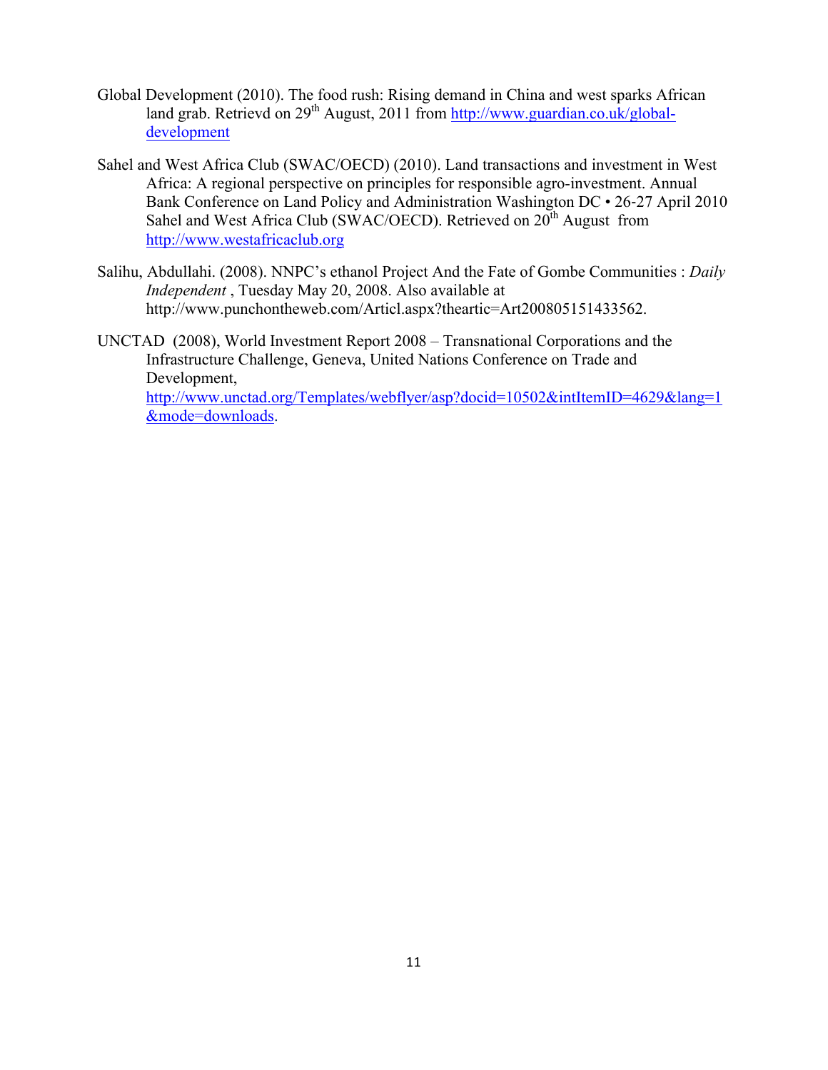Global Development (2010). The food rush: Rising demand in China and west sparks African land grab. Retrievd on 29th August, 2011 from http://www.guardian.co.uk/global-development

Sahel and West Africa Club (SWAC/OECD) (2010). Land transactions and investment in West Africa: A regional perspective on principles for responsible agro-investment. Annual Bank Conference on Land Policy and Administration Washington DC • 26-27 April 2010 Sahel and West Africa Club (SWAC/OECD). Retrieved on 20th August from http://www.westafricaclub.org

Salihu, Abdullahi. (2008). NNPC's ethanol Project And the Fate of Gombe Communities : *Daily Independent* , Tuesday May 20, 2008. Also available at http://www.punchontheweb.com/Articl.aspx?theartic=Art200805151433562.

UNCTAD (2008), World Investment Report 2008 – Transnational Corporations and the Infrastructure Challenge, Geneva, United Nations Conference on Trade and Development, http://www.unctad.org/Templates/webflyer/asp?docid=10502&intItemID=4629&lang=1&mode=downloads.